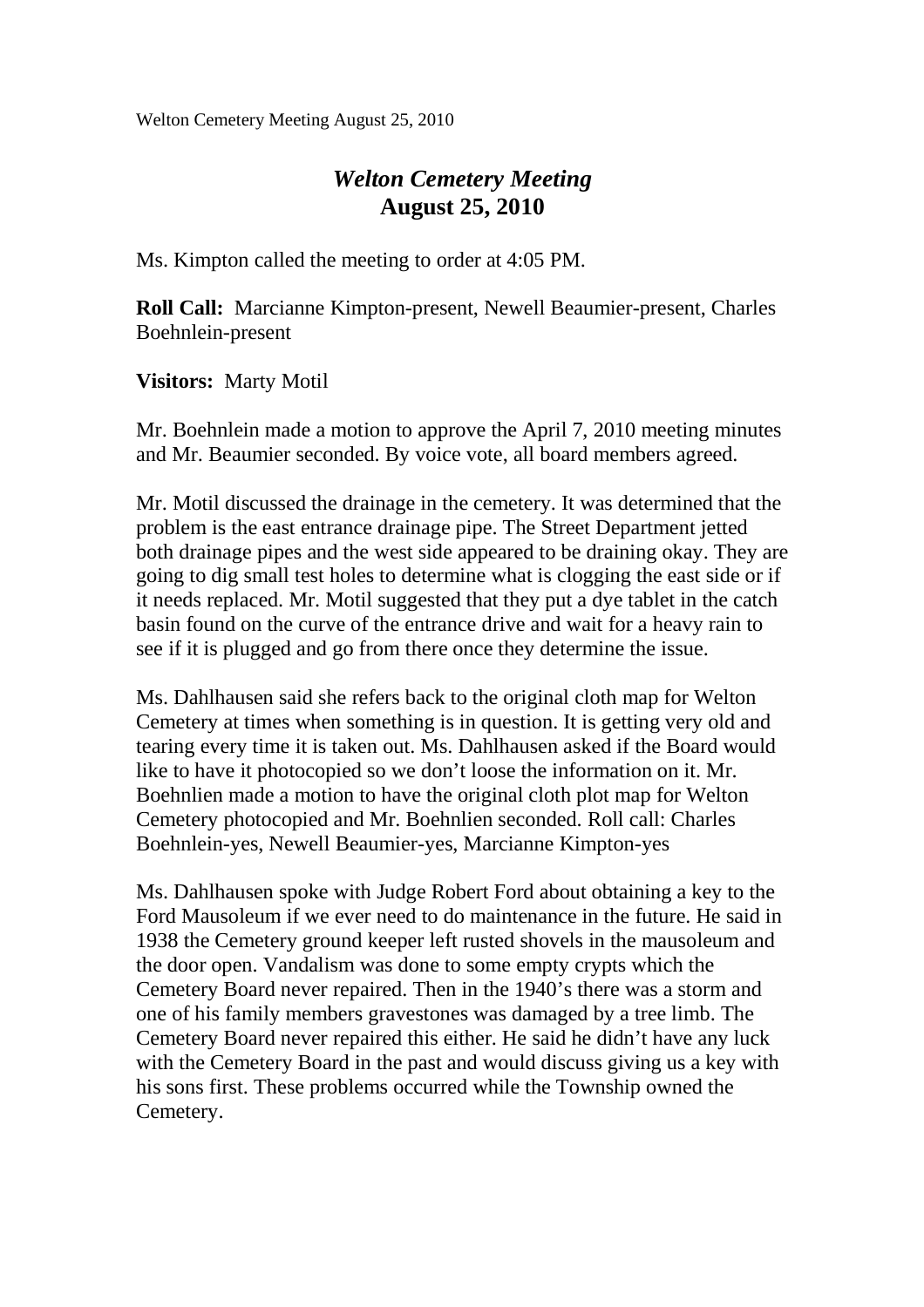# *Welton Cemetery Meeting*
## August 25, 2010

Ms. Kimpton called the meeting to order at 4:05 PM.

**Roll Call:** Marcianne Kimpton-present, Newell Beaumier-present, Charles Boehnlein-present

**Visitors:** Marty Motil

Mr. Boehnlein made a motion to approve the April 7, 2010 meeting minutes and Mr. Beaumier seconded. By voice vote, all board members agreed.

Mr. Motil discussed the drainage in the cemetery. It was determined that the problem is the east entrance drainage pipe. The Street Department jetted both drainage pipes and the west side appeared to be draining okay. They are going to dig small test holes to determine what is clogging the east side or if it needs replaced. Mr. Motil suggested that they put a dye tablet in the catch basin found on the curve of the entrance drive and wait for a heavy rain to see if it is plugged and go from there once they determine the issue.

Ms. Dahlhausen said she refers back to the original cloth map for Welton Cemetery at times when something is in question. It is getting very old and tearing every time it is taken out. Ms. Dahlhausen asked if the Board would like to have it photocopied so we don't loose the information on it. Mr. Boehnlien made a motion to have the original cloth plot map for Welton Cemetery photocopied and Mr. Boehnlien seconded. Roll call: Charles Boehnlein-yes, Newell Beaumier-yes, Marcianne Kimpton-yes

Ms. Dahlhausen spoke with Judge Robert Ford about obtaining a key to the Ford Mausoleum if we ever need to do maintenance in the future. He said in 1938 the Cemetery ground keeper left rusted shovels in the mausoleum and the door open. Vandalism was done to some empty crypts which the Cemetery Board never repaired. Then in the 1940's there was a storm and one of his family members gravestones was damaged by a tree limb. The Cemetery Board never repaired this either. He said he didn't have any luck with the Cemetery Board in the past and would discuss giving us a key with his sons first. These problems occurred while the Township owned the Cemetery.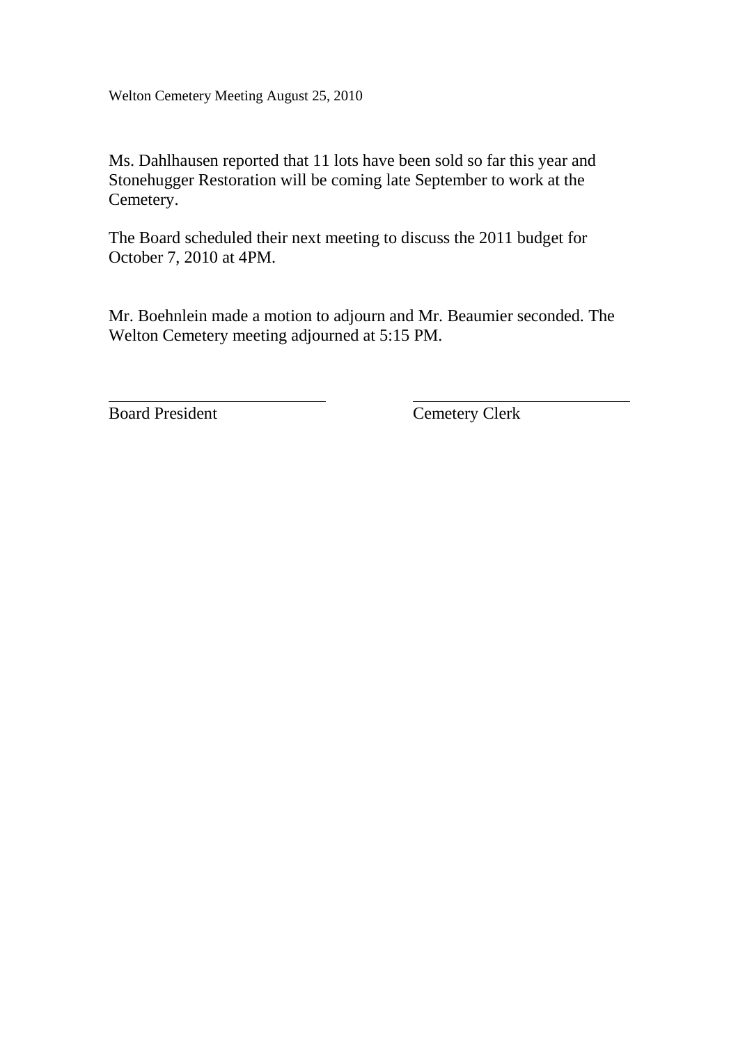Ms. Dahlhausen reported that 11 lots have been sold so far this year and Stonehugger Restoration will be coming late September to work at the Cemetery.

The Board scheduled their next meeting to discuss the 2011 budget for October 7, 2010 at 4PM.

Mr. Boehnlein made a motion to adjourn and Mr. Beaumier seconded. The Welton Cemetery meeting adjourned at 5:15 PM.

\_\_\_\_\_\_\_\_\_\_\_\_\_\_\_\_\_\_\_\_\_\_\_\_\_\_\_\_ \_\_\_\_\_\_\_\_\_\_\_\_\_\_\_\_\_\_\_\_\_\_\_\_\_\_\_\_

Board President Cemetery Clerk